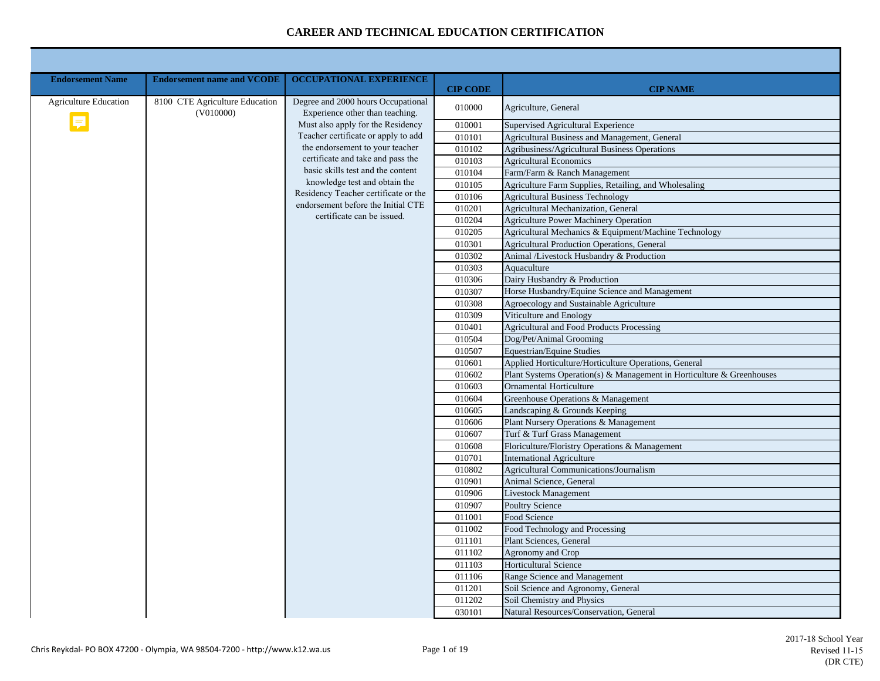# CAREER AND TECHNICAL EDUCATION CERTIFICATION

| Endorsement Name | Endorsement name and VCODE | OCCUPATIONAL EXPERIENCE | CIP CODE | CIP NAME |
|---|---|---|---|---|
| Agriculture Education | 8100 CTE Agriculture Education (V010000) | Degree and 2000 hours Occupational Experience other than teaching. Must also apply for the Residency Teacher certificate or apply to add the endorsement to your teacher certificate and take and pass the basic skills test and the content knowledge test and obtain the Residency Teacher certificate or the endorsement before the Initial CTE certificate can be issued. | 010000 | Agriculture, General |
| | | | 010001 | Supervised Agricultural Experience |
| | | | 010101 | Agricultural Business and Management, General |
| | | | 010102 | Agribusiness/Agricultural Business Operations |
| | | | 010103 | Agricultural Economics |
| | | | 010104 | Farm/Farm & Ranch Management |
| | | | 010105 | Agriculture Farm Supplies, Retailing, and Wholesaling |
| | | | 010106 | Agricultural Business Technology |
| | | | 010201 | Agricultural Mechanization, General |
| | | | 010204 | Agriculture Power Machinery Operation |
| | | | 010205 | Agricultural Mechanics & Equipment/Machine Technology |
| | | | 010301 | Agricultural Production Operations, General |
| | | | 010302 | Animal /Livestock Husbandry & Production |
| | | | 010303 | Aquaculture |
| | | | 010306 | Dairy Husbandry & Production |
| | | | 010307 | Horse Husbandry/Equine Science and Management |
| | | | 010308 | Agroecology and Sustainable Agriculture |
| | | | 010309 | Viticulture and Enology |
| | | | 010401 | Agricultural and Food Products Processing |
| | | | 010504 | Dog/Pet/Animal Grooming |
| | | | 010507 | Equestrian/Equine Studies |
| | | | 010601 | Applied Horticulture/Horticulture Operations, General |
| | | | 010602 | Plant Systems Operation(s) & Management in Horticulture & Greenhouses |
| | | | 010603 | Ornamental Horticulture |
| | | | 010604 | Greenhouse Operations & Management |
| | | | 010605 | Landscaping & Grounds Keeping |
| | | | 010606 | Plant Nursery Operations & Management |
| | | | 010607 | Turf & Turf Grass Management |
| | | | 010608 | Floriculture/Floristry Operations & Management |
| | | | 010701 | International Agriculture |
| | | | 010802 | Agricultural Communications/Journalism |
| | | | 010901 | Animal Science, General |
| | | | 010906 | Livestock Management |
| | | | 010907 | Poultry Science |
| | | | 011001 | Food Science |
| | | | 011002 | Food Technology and Processing |
| | | | 011101 | Plant Sciences, General |
| | | | 011102 | Agronomy and Crop |
| | | | 011103 | Horticultural Science |
| | | | 011106 | Range Science and Management |
| | | | 011201 | Soil Science and Agronomy, General |
| | | | 011202 | Soil Chemistry and Physics |
| | | | 030101 | Natural Resources/Conservation, General |

Chris Reykdal- PO BOX 47200 - Olympia, WA 98504-7200 - http://www.k12.wa.us

2017-18 School Year
Revised 11-15
(DR CTE)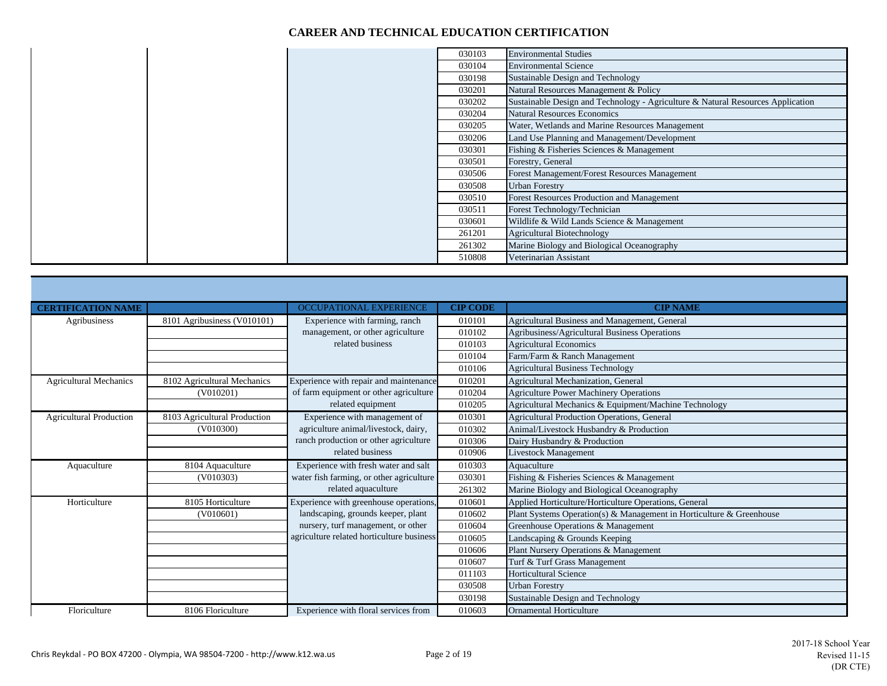# CAREER AND TECHNICAL EDUCATION CERTIFICATION

| | | | CIP CODE | CIP NAME |
|---|---|---|---|---|
| | | | 030103 | Environmental Studies |
| | | | 030104 | Environmental Science |
| | | | 030198 | Sustainable Design and Technology |
| | | | 030201 | Natural Resources Management & Policy |
| | | | 030202 | Sustainable Design and Technology - Agriculture & Natural Resources Application |
| | | | 030204 | Natural Resources Economics |
| | | | 030205 | Water, Wetlands and Marine Resources Management |
| | | | 030206 | Land Use Planning and Management/Development |
| | | | 030301 | Fishing & Fisheries Sciences & Management |
| | | | 030501 | Forestry, General |
| | | | 030506 | Forest Management/Forest Resources Management |
| | | | 030508 | Urban Forestry |
| | | | 030510 | Forest Resources Production and Management |
| | | | 030511 | Forest Technology/Technician |
| | | | 030601 | Wildlife & Wild Lands Science & Management |
| | | | 261201 | Agricultural Biotechnology |
| | | | 261302 | Marine Biology and Biological Oceanography |
| | | | 510808 | Veterinarian Assistant |

| CERTIFICATION NAME | | OCCUPATIONAL EXPERIENCE | CIP CODE | CIP NAME |
|---|---|---|---|---|
| Agribusiness | 8101 Agribusiness (V010101) | Experience with farming, ranch management, or other agriculture related business | 010101 | Agricultural Business and Management, General |
| | | | 010102 | Agribusiness/Agricultural Business Operations |
| | | | 010103 | Agricultural Economics |
| | | | 010104 | Farm/Farm & Ranch Management |
| | | | 010106 | Agricultural Business Technology |
| Agricultural Mechanics | 8102 Agricultural Mechanics (V010201) | Experience with repair and maintenance of farm equipment or other agriculture related equipment | 010201 | Agricultural Mechanization, General |
| | | | 010204 | Agriculture Power Machinery Operations |
| | | | 010205 | Agricultural Mechanics & Equipment/Machine Technology |
| Agricultural Production | 8103 Agricultural Production (V010300) | Experience with management of agriculture animal/livestock, dairy, ranch production or other agriculture related business | 010301 | Agricultural Production Operations, General |
| | | | 010302 | Animal/Livestock Husbandry & Production |
| | | | 010306 | Dairy Husbandry & Production |
| | | | 010906 | Livestock Management |
| Aquaculture | 8104 Aquaculture (V010303) | Experience with fresh water and salt water fish farming, or other agriculture related aquaculture | 010303 | Aquaculture |
| | | | 030301 | Fishing & Fisheries Sciences & Management |
| | | | 261302 | Marine Biology and Biological Oceanography |
| Horticulture | 8105 Horticulture (V010601) | Experience with greenhouse operations, landscaping, grounds keeper, plant nursery, turf management, or other agriculture related horticulture business | 010601 | Applied Horticulture/Horticulture Operations, General |
| | | | 010602 | Plant Systems Operation(s) & Management in Horticulture & Greenhouse |
| | | | 010604 | Greenhouse Operations & Management |
| | | | 010605 | Landscaping & Grounds Keeping |
| | | | 010606 | Plant Nursery Operations & Management |
| | | | 010607 | Turf & Turf Grass Management |
| | | | 011103 | Horticultural Science |
| | | | 030508 | Urban Forestry |
| | | | 030198 | Sustainable Design and Technology |
| Floriculture | 8106 Floriculture | Experience with floral services from | 010603 | Ornamental Horticulture |

Chris Reykdal - PO BOX 47200 - Olympia, WA 98504-7200 - http://www.k12.wa.us

2017-18 School Year
Revised 11-15
(DR CTE)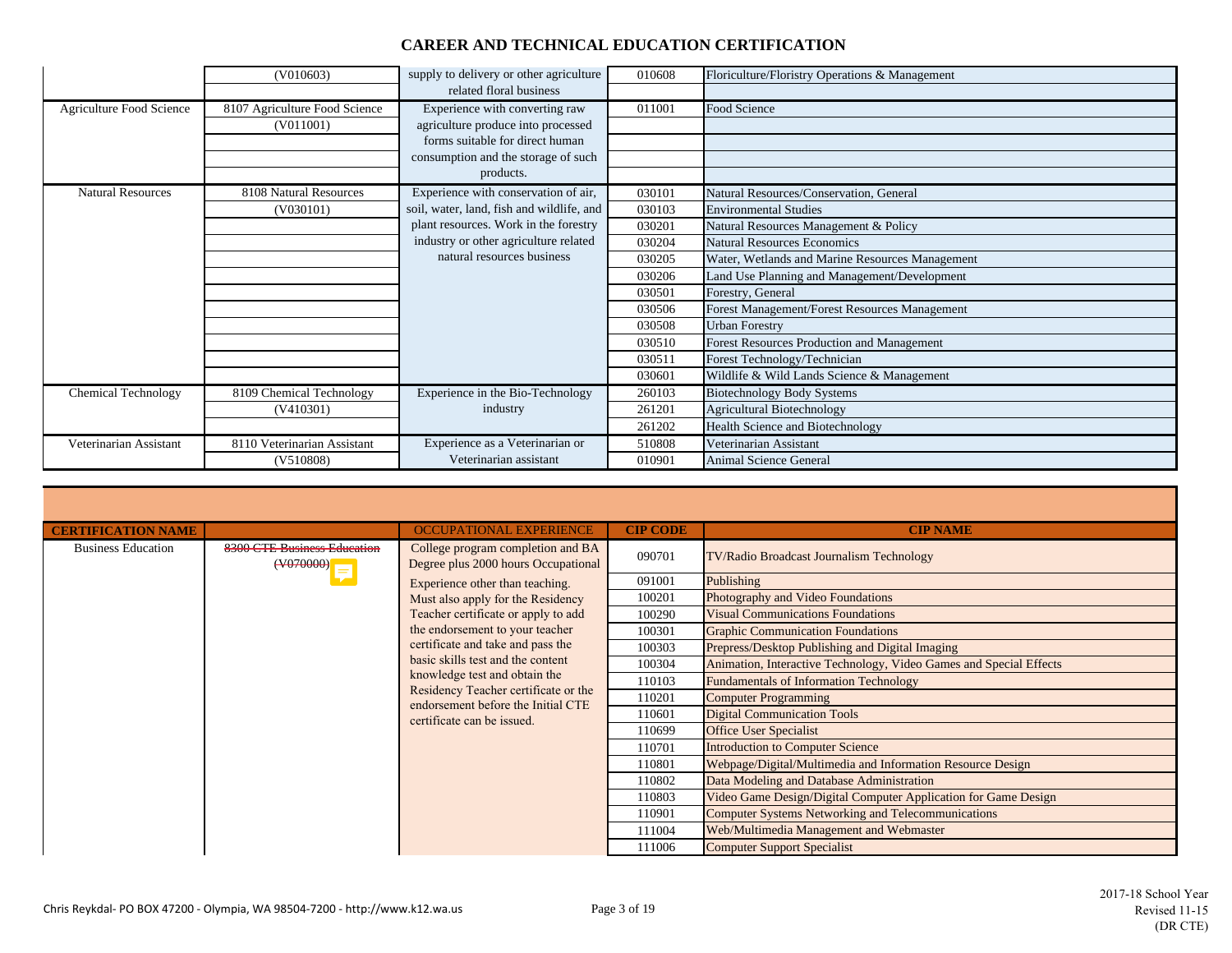# CAREER AND TECHNICAL EDUCATION CERTIFICATION

| | | | | |
|---|---|---|---|---|
| | (V010603) | supply to delivery or other agriculture related floral business | 010608 | Floriculture/Floristry Operations & Management |
| Agriculture Food Science | 8107 Agriculture Food Science (V011001) | Experience with converting raw agriculture produce into processed forms suitable for direct human consumption and the storage of such products. | 011001 | Food Science |
| Natural Resources | 8108 Natural Resources (V030101) | Experience with conservation of air, soil, water, land, fish and wildlife, and plant resources. Work in the forestry industry or other agriculture related natural resources business | 030101 | Natural Resources/Conservation, General |
| | | | 030103 | Environmental Studies |
| | | | 030201 | Natural Resources Management & Policy |
| | | | 030204 | Natural Resources Economics |
| | | | 030205 | Water, Wetlands and Marine Resources Management |
| | | | 030206 | Land Use Planning and Management/Development |
| | | | 030501 | Forestry, General |
| | | | 030506 | Forest Management/Forest Resources Management |
| | | | 030508 | Urban Forestry |
| | | | 030510 | Forest Resources Production and Management |
| | | | 030511 | Forest Technology/Technician |
| | | | 030601 | Wildlife & Wild Lands Science & Management |
| Chemical Technology | 8109 Chemical Technology (V410301) | Experience in the Bio-Technology industry | 260103 | Biotechnology Body Systems |
| | | | 261201 | Agricultural Biotechnology |
| | | | 261202 | Health Science and Biotechnology |
| Veterinarian Assistant | 8110 Veterinarian Assistant (V510808) | Experience as a Veterinarian or Veterinarian assistant | 510808 | Veterinarian Assistant |
| | | | 010901 | Animal Science General |

| CERTIFICATION NAME | | OCCUPATIONAL EXPERIENCE | CIP CODE | CIP NAME |
|---|---|---|---|---|
| Business Education | ~~8300 CTE Business Education (V070000)~~ | College program completion and BA Degree plus 2000 hours Occupational Experience other than teaching. Must also apply for the Residency Teacher certificate or apply to add the endorsement to your teacher certificate and take and pass the basic skills test and the content knowledge test and obtain the Residency Teacher certificate or the endorsement before the Initial CTE certificate can be issued. | 090701 | TV/Radio Broadcast Journalism Technology |
| | | | 091001 | Publishing |
| | | | 100201 | Photography and Video Foundations |
| | | | 100290 | Visual Communications Foundations |
| | | | 100301 | Graphic Communication Foundations |
| | | | 100303 | Prepress/Desktop Publishing and Digital Imaging |
| | | | 100304 | Animation, Interactive Technology, Video Games and Special Effects |
| | | | 110103 | Fundamentals of Information Technology |
| | | | 110201 | Computer Programming |
| | | | 110601 | Digital Communication Tools |
| | | | 110699 | Office User Specialist |
| | | | 110701 | Introduction to Computer Science |
| | | | 110801 | Webpage/Digital/Multimedia and Information Resource Design |
| | | | 110802 | Data Modeling and Database Administration |
| | | | 110803 | Video Game Design/Digital Computer Application for Game Design |
| | | | 110901 | Computer Systems Networking and Telecommunications |
| | | | 111004 | Web/Multimedia Management and Webmaster |
| | | | 111006 | Computer Support Specialist |

2017-18 School Year
Revised 11-15
(DR CTE)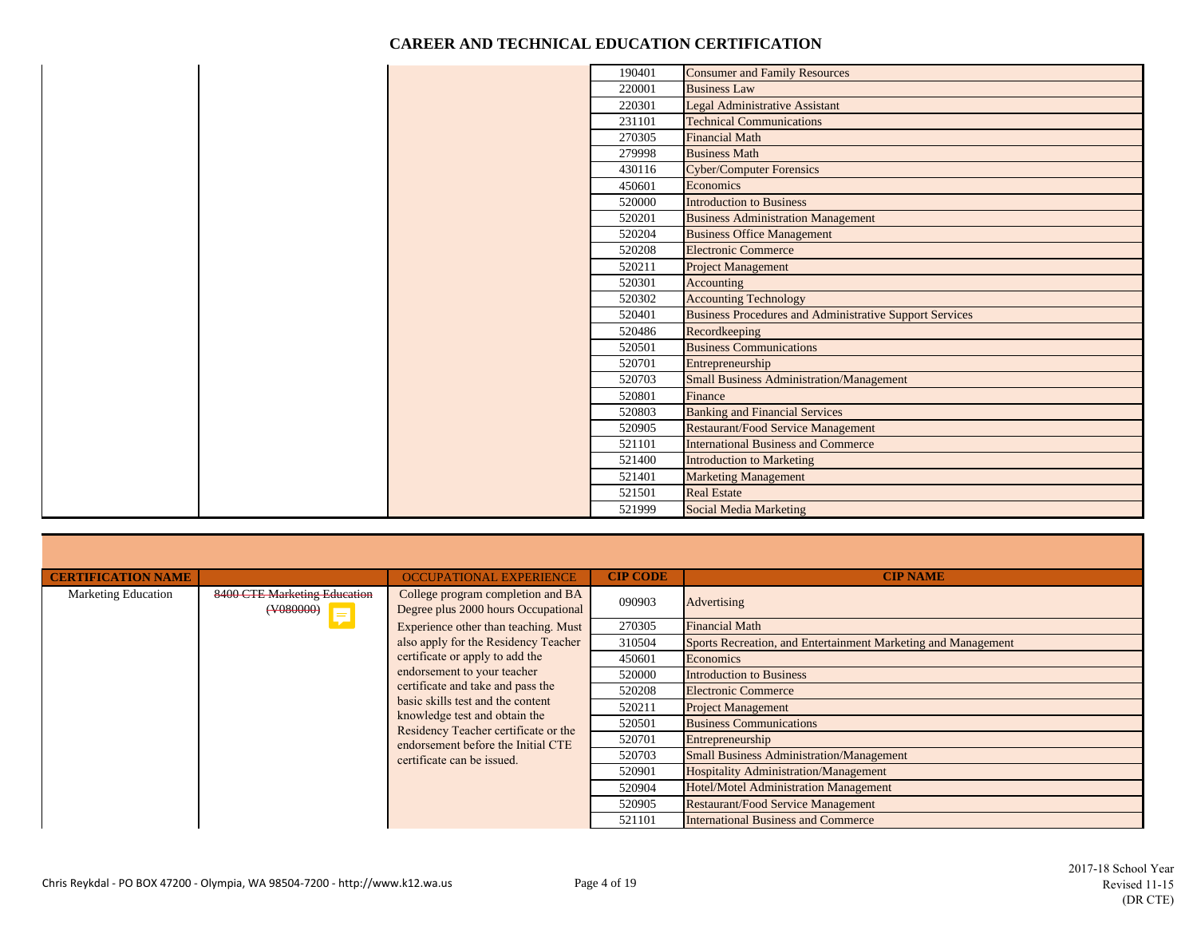# CAREER AND TECHNICAL EDUCATION CERTIFICATION

| | | | | |
|---|---|---|---|---|
| | | | 190401 | Consumer and Family Resources |
| | | | 220001 | Business Law |
| | | | 220301 | Legal Administrative Assistant |
| | | | 231101 | Technical Communications |
| | | | 270305 | Financial Math |
| | | | 279998 | Business Math |
| | | | 430116 | Cyber/Computer Forensics |
| | | | 450601 | Economics |
| | | | 520000 | Introduction to Business |
| | | | 520201 | Business Administration Management |
| | | | 520204 | Business Office Management |
| | | | 520208 | Electronic Commerce |
| | | | 520211 | Project Management |
| | | | 520301 | Accounting |
| | | | 520302 | Accounting Technology |
| | | | 520401 | Business Procedures and Administrative Support Services |
| | | | 520486 | Recordkeeping |
| | | | 520501 | Business Communications |
| | | | 520701 | Entrepreneurship |
| | | | 520703 | Small Business Administration/Management |
| | | | 520801 | Finance |
| | | | 520803 | Banking and Financial Services |
| | | | 520905 | Restaurant/Food Service Management |
| | | | 521101 | International Business and Commerce |
| | | | 521400 | Introduction to Marketing |
| | | | 521401 | Marketing Management |
| | | | 521501 | Real Estate |
| | | | 521999 | Social Media Marketing |

| CERTIFICATION NAME | | OCCUPATIONAL EXPERIENCE | CIP CODE | CIP NAME |
|---|---|---|---|---|
| Marketing Education | ~~8400 CTE Marketing Education (V080000)~~ | College program completion and BA Degree plus 2000 hours Occupational Experience other than teaching. Must also apply for the Residency Teacher certificate or apply to add the endorsement to your teacher certificate and take and pass the basic skills test and the content knowledge test and obtain the Residency Teacher certificate or the endorsement before the Initial CTE certificate can be issued. | 090903 | Advertising |
| | | | 270305 | Financial Math |
| | | | 310504 | Sports Recreation, and Entertainment Marketing and Management |
| | | | 450601 | Economics |
| | | | 520000 | Introduction to Business |
| | | | 520208 | Electronic Commerce |
| | | | 520211 | Project Management |
| | | | 520501 | Business Communications |
| | | | 520701 | Entrepreneurship |
| | | | 520703 | Small Business Administration/Management |
| | | | 520901 | Hospitality Administration/Management |
| | | | 520904 | Hotel/Motel Administration Management |
| | | | 520905 | Restaurant/Food Service Management |
| | | | 521101 | International Business and Commerce |

Chris Reykdal - PO BOX 47200 - Olympia, WA 98504-7200 - http://www.k12.wa.us

2017-18 School Year
Revised 11-15
(DR CTE)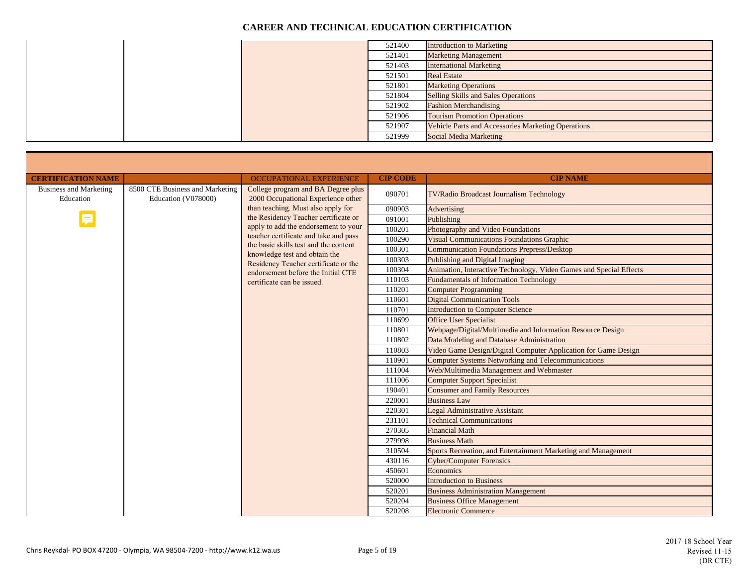# CAREER AND TECHNICAL EDUCATION CERTIFICATION

| | | | CIP CODE | CIP NAME |
|---|---|---|---|---|
| | | | 521400 | Introduction to Marketing |
| | | | 521401 | Marketing Management |
| | | | 521403 | International Marketing |
| | | | 521501 | Real Estate |
| | | | 521801 | Marketing Operations |
| | | | 521804 | Selling Skills and Sales Operations |
| | | | 521902 | Fashion Merchandising |
| | | | 521906 | Tourism Promotion Operations |
| | | | 521907 | Vehicle Parts and Accessories Marketing Operations |
| | | | 521999 | Social Media Marketing |

| CERTIFICATION NAME | | OCCUPATIONAL EXPERIENCE | CIP CODE | CIP NAME |
|---|---|---|---|---|
| Business and Marketing Education | 8500 CTE Business and Marketing Education (V078000) | College program and BA Degree plus 2000 Occupational Experience other than teaching. Must also apply for the Residency Teacher certificate or apply to add the endorsement to your teacher certificate and take and pass the basic skills test and the content knowledge test and obtain the Residency Teacher certificate or the endorsement before the Initial CTE certificate can be issued. | 090701 | TV/Radio Broadcast Journalism Technology |
| | | | 090903 | Advertising |
| | | | 091001 | Publishing |
| | | | 100201 | Photography and Video Foundations |
| | | | 100290 | Visual Communications Foundations Graphic |
| | | | 100301 | Communication Foundations Prepress/Desktop |
| | | | 100303 | Publishing and Digital Imaging |
| | | | 100304 | Animation, Interactive Technology, Video Games and Special Effects |
| | | | 110103 | Fundamentals of Information Technology |
| | | | 110201 | Computer Programming |
| | | | 110601 | Digital Communication Tools |
| | | | 110701 | Introduction to Computer Science |
| | | | 110699 | Office User Specialist |
| | | | 110801 | Webpage/Digital/Multimedia and Information Resource Design |
| | | | 110802 | Data Modeling and Database Administration |
| | | | 110803 | Video Game Design/Digital Computer Application for Game Design |
| | | | 110901 | Computer Systems Networking and Telecommunications |
| | | | 111004 | Web/Multimedia Management and Webmaster |
| | | | 111006 | Computer Support Specialist |
| | | | 190401 | Consumer and Family Resources |
| | | | 220001 | Business Law |
| | | | 220301 | Legal Administrative Assistant |
| | | | 231101 | Technical Communications |
| | | | 270305 | Financial Math |
| | | | 279998 | Business Math |
| | | | 310504 | Sports Recreation, and Entertainment Marketing and Management |
| | | | 430116 | Cyber/Computer Forensics |
| | | | 450601 | Economics |
| | | | 520000 | Introduction to Business |
| | | | 520201 | Business Administration Management |
| | | | 520204 | Business Office Management |
| | | | 520208 | Electronic Commerce |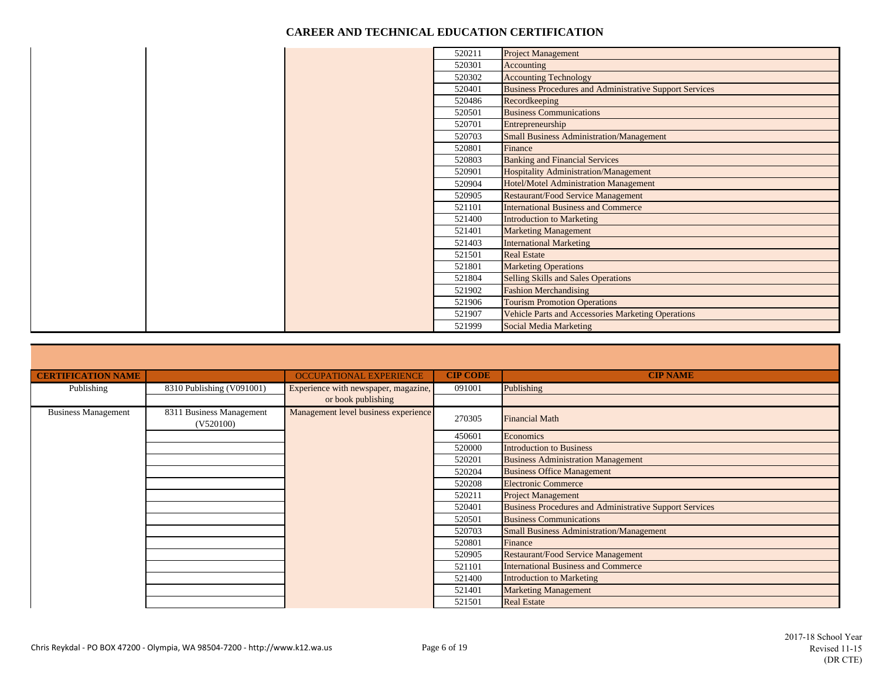# CAREER AND TECHNICAL EDUCATION CERTIFICATION

| | | | | |
|---|---|---|---|---|
| | | | 520211 | Project Management |
| | | | 520301 | Accounting |
| | | | 520302 | Accounting Technology |
| | | | 520401 | Business Procedures and Administrative Support Services |
| | | | 520486 | Recordkeeping |
| | | | 520501 | Business Communications |
| | | | 520701 | Entrepreneurship |
| | | | 520703 | Small Business Administration/Management |
| | | | 520801 | Finance |
| | | | 520803 | Banking and Financial Services |
| | | | 520901 | Hospitality Administration/Management |
| | | | 520904 | Hotel/Motel Administration Management |
| | | | 520905 | Restaurant/Food Service Management |
| | | | 521101 | International Business and Commerce |
| | | | 521400 | Introduction to Marketing |
| | | | 521401 | Marketing Management |
| | | | 521403 | International Marketing |
| | | | 521501 | Real Estate |
| | | | 521801 | Marketing Operations |
| | | | 521804 | Selling Skills and Sales Operations |
| | | | 521902 | Fashion Merchandising |
| | | | 521906 | Tourism Promotion Operations |
| | | | 521907 | Vehicle Parts and Accessories Marketing Operations |
| | | | 521999 | Social Media Marketing |

| CERTIFICATION NAME | | OCCUPATIONAL EXPERIENCE | CIP CODE | CIP NAME |
|---|---|---|---|---|
| Publishing | 8310 Publishing (V091001) | Experience with newspaper, magazine, or book publishing | 091001 | Publishing |
| Business Management | 8311 Business Management (V520100) | Management level business experience | 270305 | Financial Math |
| | | | 450601 | Economics |
| | | | 520000 | Introduction to Business |
| | | | 520201 | Business Administration Management |
| | | | 520204 | Business Office Management |
| | | | 520208 | Electronic Commerce |
| | | | 520211 | Project Management |
| | | | 520401 | Business Procedures and Administrative Support Services |
| | | | 520501 | Business Communications |
| | | | 520703 | Small Business Administration/Management |
| | | | 520801 | Finance |
| | | | 520905 | Restaurant/Food Service Management |
| | | | 521101 | International Business and Commerce |
| | | | 521400 | Introduction to Marketing |
| | | | 521401 | Marketing Management |
| | | | 521501 | Real Estate |

Chris Reykdal - PO BOX 47200 - Olympia, WA 98504-7200 - http://www.k12.wa.us

2017-18 School Year
Revised 11-15
(DR CTE)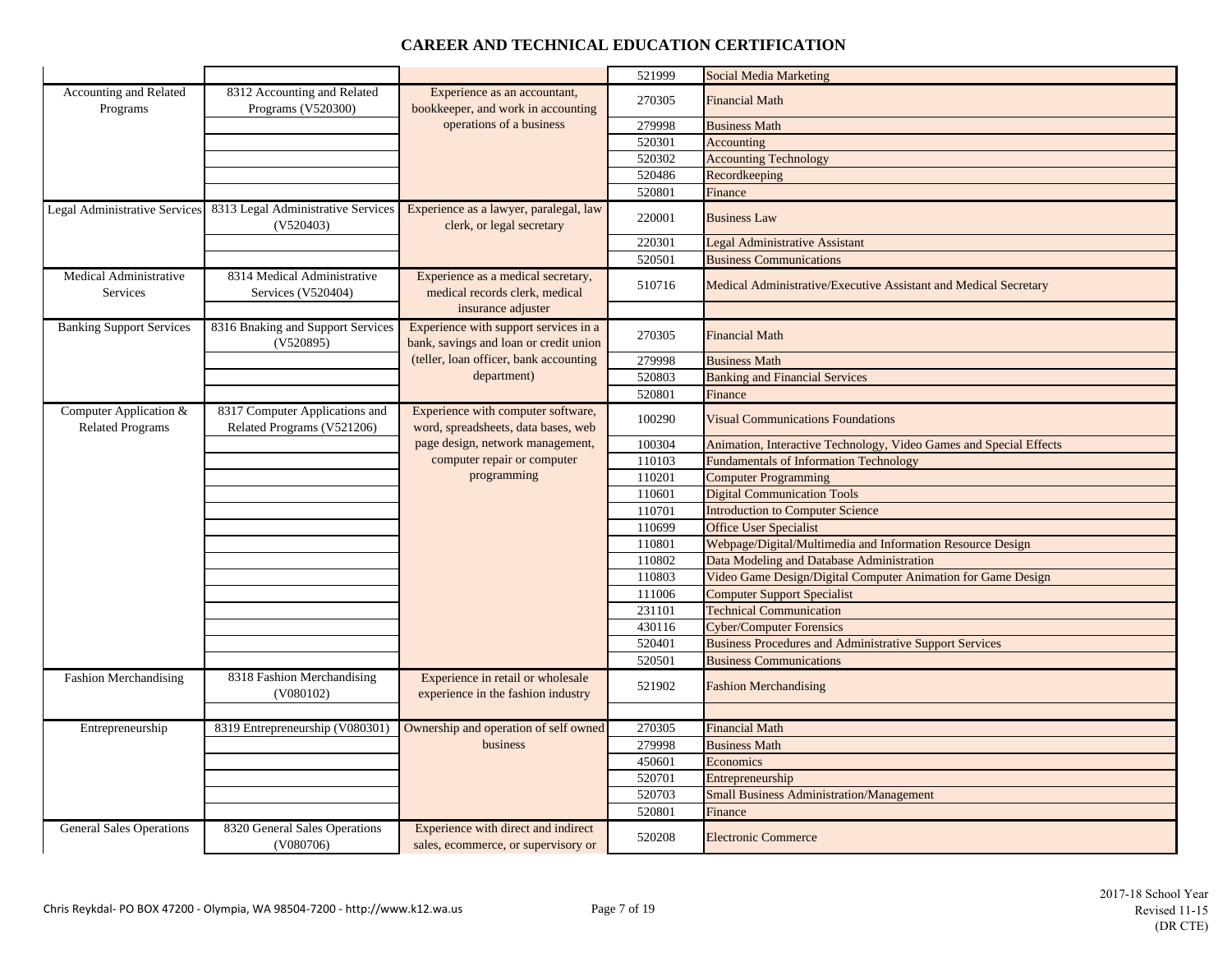## CAREER AND TECHNICAL EDUCATION CERTIFICATION

| | | | | |
|---|---|---|---|---|
| | | | 521999 | Social Media Marketing |
| Accounting and Related Programs | 8312 Accounting and Related Programs (V520300) | Experience as an accountant, bookkeeper, and work in accounting operations of a business | 270305 | Financial Math |
| | | | 279998 | Business Math |
| | | | 520301 | Accounting |
| | | | 520302 | Accounting Technology |
| | | | 520486 | Recordkeeping |
| | | | 520801 | Finance |
| Legal Administrative Services | 8313 Legal Administrative Services (V520403) | Experience as a lawyer, paralegal, law clerk, or legal secretary | 220001 | Business Law |
| | | | 220301 | Legal Administrative Assistant |
| | | | 520501 | Business Communications |
| Medical Administrative Services | 8314 Medical Administrative Services (V520404) | Experience as a medical secretary, medical records clerk, medical insurance adjuster | 510716 | Medical Administrative/Executive Assistant and Medical Secretary |
| | | | | |
| Banking Support Services | 8316 Bnaking and Support Services (V520895) | Experience with support services in a bank, savings and loan or credit union (teller, loan officer, bank accounting department) | 270305 | Financial Math |
| | | | 279998 | Business Math |
| | | | 520803 | Banking and Financial Services |
| | | | 520801 | Finance |
| Computer Application & Related Programs | 8317 Computer Applications and Related Programs (V521206) | Experience with computer software, word, spreadsheets, data bases, web page design, network management, computer repair or computer programming | 100290 | Visual Communications Foundations |
| | | | 100304 | Animation, Interactive Technology, Video Games and Special Effects |
| | | | 110103 | Fundamentals of Information Technology |
| | | | 110201 | Computer Programming |
| | | | 110601 | Digital Communication Tools |
| | | | 110701 | Introduction to Computer Science |
| | | | 110699 | Office User Specialist |
| | | | 110801 | Webpage/Digital/Multimedia and Information Resource Design |
| | | | 110802 | Data Modeling and Database Administration |
| | | | 110803 | Video Game Design/Digital Computer Animation for Game Design |
| | | | 111006 | Computer Support Specialist |
| | | | 231101 | Technical Communication |
| | | | 430116 | Cyber/Computer Forensics |
| | | | 520401 | Business Procedures and Administrative Support Services |
| | | | 520501 | Business Communications |
| Fashion Merchandising | 8318 Fashion Merchandising (V080102) | Experience in retail or wholesale experience in the fashion industry | 521902 | Fashion Merchandising |
| | | | | |
| Entrepreneurship | 8319 Entrepreneurship (V080301) | Ownership and operation of self owned business | 270305 | Financial Math |
| | | | 279998 | Business Math |
| | | | 450601 | Economics |
| | | | 520701 | Entrepreneurship |
| | | | 520703 | Small Business Administration/Management |
| | | | 520801 | Finance |
| General Sales Operations | 8320 General Sales Operations (V080706) | Experience with direct and indirect sales, ecommerce, or supervisory or | 520208 | Electronic Commerce |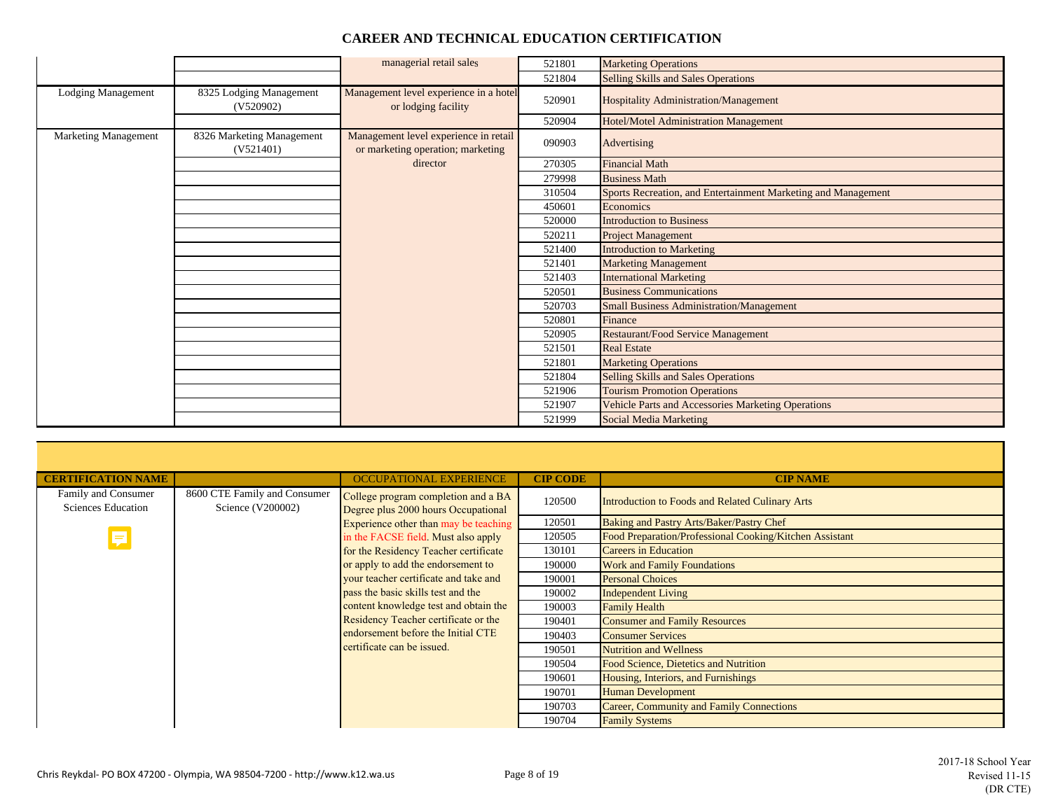# CAREER AND TECHNICAL EDUCATION CERTIFICATION

| | | | | |
|---|---|---|---|---|
| | | managerial retail sales | 521801 | Marketing Operations |
| | | | 521804 | Selling Skills and Sales Operations |
| Lodging Management | 8325 Lodging Management (V520902) | Management level experience in a hotel or lodging facility | 520901 | Hospitality Administration/Management |
| | | | 520904 | Hotel/Motel Administration Management |
| Marketing Management | 8326 Marketing Management (V521401) | Management level experience in retail or marketing operation; marketing director | 090903 | Advertising |
| | | | 270305 | Financial Math |
| | | | 279998 | Business Math |
| | | | 310504 | Sports Recreation, and Entertainment Marketing and Management |
| | | | 450601 | Economics |
| | | | 520000 | Introduction to Business |
| | | | 520211 | Project Management |
| | | | 521400 | Introduction to Marketing |
| | | | 521401 | Marketing Management |
| | | | 521403 | International Marketing |
| | | | 520501 | Business Communications |
| | | | 520703 | Small Business Administration/Management |
| | | | 520801 | Finance |
| | | | 520905 | Restaurant/Food Service Management |
| | | | 521501 | Real Estate |
| | | | 521801 | Marketing Operations |
| | | | 521804 | Selling Skills and Sales Operations |
| | | | 521906 | Tourism Promotion Operations |
| | | | 521907 | Vehicle Parts and Accessories Marketing Operations |
| | | | 521999 | Social Media Marketing |

| CERTIFICATION NAME | | OCCUPATIONAL EXPERIENCE | CIP CODE | CIP NAME |
|---|---|---|---|---|
| Family and Consumer Sciences Education | 8600 CTE Family and Consumer Science (V200002) | College program completion and a BA Degree plus 2000 hours Occupational Experience other than may be teaching in the FACSE field. Must also apply for the Residency Teacher certificate or apply to add the endorsement to your teacher certificate and take and pass the basic skills test and the content knowledge test and obtain the Residency Teacher certificate or the endorsement before the Initial CTE certificate can be issued. | 120500 | Introduction to Foods and Related Culinary Arts |
| | | | 120501 | Baking and Pastry Arts/Baker/Pastry Chef |
| | | | 120505 | Food Preparation/Professional Cooking/Kitchen Assistant |
| | | | 130101 | Careers in Education |
| | | | 190000 | Work and Family Foundations |
| | | | 190001 | Personal Choices |
| | | | 190002 | Independent Living |
| | | | 190003 | Family Health |
| | | | 190401 | Consumer and Family Resources |
| | | | 190403 | Consumer Services |
| | | | 190501 | Nutrition and Wellness |
| | | | 190504 | Food Science, Dietetics and Nutrition |
| | | | 190601 | Housing, Interiors, and Furnishings |
| | | | 190701 | Human Development |
| | | | 190703 | Career, Community and Family Connections |
| | | | 190704 | Family Systems |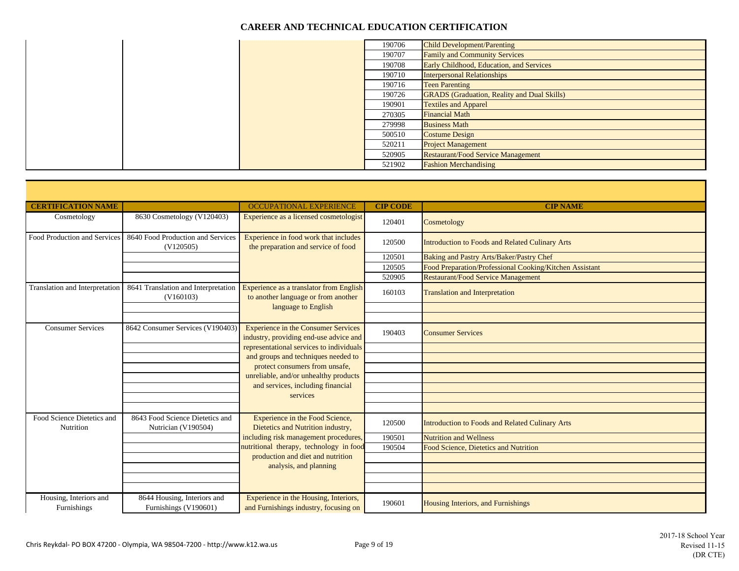# CAREER AND TECHNICAL EDUCATION CERTIFICATION

| | | | | |
|---|---|---|---|---|
| | | | 190706 | Child Development/Parenting |
| | | | 190707 | Family and Community Services |
| | | | 190708 | Early Childhood, Education, and Services |
| | | | 190710 | Interpersonal Relationships |
| | | | 190716 | Teen Parenting |
| | | | 190726 | GRADS (Graduation, Reality and Dual Skills) |
| | | | 190901 | Textiles and Apparel |
| | | | 270305 | Financial Math |
| | | | 279998 | Business Math |
| | | | 500510 | Costume Design |
| | | | 520211 | Project Management |
| | | | 520905 | Restaurant/Food Service Management |
| | | | 521902 | Fashion Merchandising |

| CERTIFICATION NAME | | OCCUPATIONAL EXPERIENCE | CIP CODE | CIP NAME |
|---|---|---|---|---|
| Cosmetology | 8630 Cosmetology (V120403) | Experience as a licensed cosmetologist | 120401 | Cosmetology |
| Food Production and Services | 8640 Food Production and Services (V120505) | Experience in food work that includes the preparation and service of food | 120500 | Introduction to Foods and Related Culinary Arts |
| | | | 120501 | Baking and Pastry Arts/Baker/Pastry Chef |
| | | | 120505 | Food Preparation/Professional Cooking/Kitchen Assistant |
| | | | 520905 | Restaurant/Food Service Management |
| Translation and Interpretation | 8641 Translation and Interpretation (V160103) | Experience as a translator from English to another language or from another language to English | 160103 | Translation and Interpretation |
| | | | | |
| | | | | |
| Consumer Services | 8642 Consumer Services (V190403) | Experience in the Consumer Services industry, providing end-use advice and representational services to individuals and groups and techniques needed to protect consumers from unsafe, unreliable, and/or unhealthy products and services, including financial services | 190403 | Consumer Services |
| | | | | |
| | | | | |
| | | | | |
| | | | | |
| | | | | |
| | | | | |
| | | | | |
| Food Science Dietetics and Nutrition | 8643 Food Science Dietetics and Nutrician (V190504) | Experience in the Food Science, Dietetics and Nutrition industry, including risk management procedures, nutritional therapy, technology in food production and diet and nutrition analysis, and planning | 120500 | Introduction to Foods and Related Culinary Arts |
| | | | 190501 | Nutrition and Wellness |
| | | | 190504 | Food Science, Dietetics and Nutrition |
| | | | | |
| | | | | |
| | | | | |
| | | | | |
| Housing, Interiors and Furnishings | 8644 Housing, Interiors and Furnishings (V190601) | Experience in the Housing, Interiors, and Furnishings industry, focusing on | 190601 | Housing Interiors, and Furnishings |

Chris Reykdal- PO BOX 47200 - Olympia, WA 98504-7200 - http://www.k12.wa.us

2017-18 School Year
Revised 11-15
(DR CTE)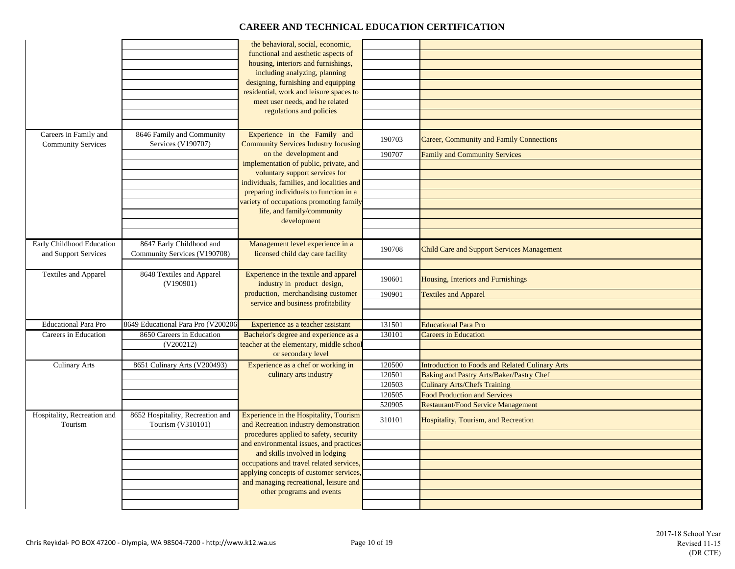# CAREER AND TECHNICAL EDUCATION CERTIFICATION

| | | | | |
|---|---|---|---|---|
| | | the behavioral, social, economic, functional and aesthetic aspects of housing, interiors and furnishings, including analyzing, planning designing, furnishing and equipping residential, work and leisure spaces to meet user needs, and he related regulations and policies | | |
| Careers in Family and Community Services | 8646 Family and Community Services (V190707) | Experience in the Family and Community Services Industry focusing on the development and implementation of public, private, and voluntary support services for individuals, families, and localities and preparing individuals to function in a variety of occupations promoting family life, and family/community development | 190703 | Career, Community and Family Connections |
| | | | 190707 | Family and Community Services |
| Early Childhood Education and Support Services | 8647 Early Childhood and Community Services (V190708) | Management level experience in a licensed child day care facility | 190708 | Child Care and Support Services Management |
| Textiles and Apparel | 8648 Textiles and Apparel (V190901) | Experience in the textile and apparel industry in product design, production, merchandising customer service and business profitability | 190601 | Housing, Interiors and Furnishings |
| | | | 190901 | Textiles and Apparel |
| Educational Para Pro | 8649 Educational Para Pro (V200206 | Experience as a teacher assistant | 131501 | Educational Para Pro |
| Careers in Education | 8650 Careers in Education (V200212) | Bachelor's degree and experience as a teacher at the elementary, middle school or secondary level | 130101 | Careers in Education |
| Culinary Arts | 8651 Culinary Arts (V200493) | Experience as a chef or working in culinary arts industry | 120500 | Introduction to Foods and Related Culinary Arts |
| | | | 120501 | Baking and Pastry Arts/Baker/Pastry Chef |
| | | | 120503 | Culinary Arts/Chefs Training |
| | | | 120505 | Food Production and Services |
| | | | 520905 | Restaurant/Food Service Management |
| Hospitality, Recreation and Tourism | 8652 Hospitality, Recreation and Tourism (V310101) | Experience in the Hospitality, Tourism and Recreation industry demonstration procedures applied to safety, security and environmental issues, and practices and skills involved in lodging occupations and travel related services, applying concepts of customer services, and managing recreational, leisure and other programs and events | 310101 | Hospitality, Tourism, and Recreation |

Chris Reykdal- PO BOX 47200 - Olympia, WA 98504-7200 - http://www.k12.wa.us

2017-18 School Year
Revised 11-15
(DR CTE)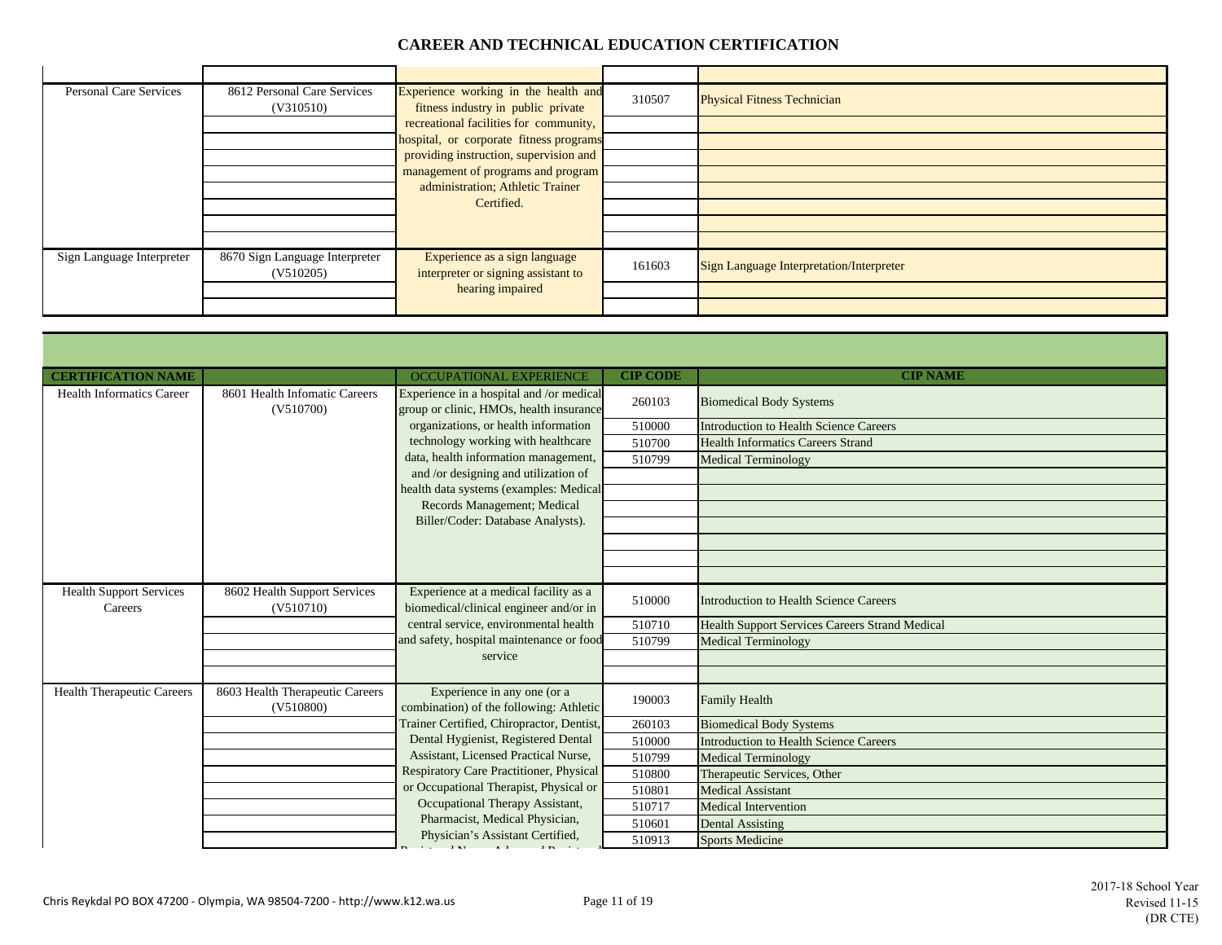# CAREER AND TECHNICAL EDUCATION CERTIFICATION

| | | | | |
|---|---|---|---|---|
| | | | | |
| Personal Care Services | 8612 Personal Care Services (V310510) | Experience working in the health and fitness industry in public private recreational facilities for community, hospital, or corporate fitness programs providing instruction, supervision and management of programs and program administration; Athletic Trainer Certified. | 310507 | Physical Fitness Technician |
| | | | | |
| | | | | |
| | | | | |
| | | | | |
| | | | | |
| | | | | |
| | | | | |
| | | | | |
| Sign Language Interpreter | 8670 Sign Language Interpreter (V510205) | Experience as a sign language interpreter or signing assistant to hearing impaired | 161603 | Sign Language Interpretation/Interpreter |
| | | | | |
| | | | | |

| CERTIFICATION NAME | | OCCUPATIONAL EXPERIENCE | CIP CODE | CIP NAME |
|---|---|---|---|---|
| Health Informatics Career | 8601 Health Infomatic Careers (V510700) | Experience in a hospital and /or medical group or clinic, HMOs, health insurance organizations, or health information technology working with healthcare data, health information management, and /or designing and utilization of health data systems (examples: Medical Records Management; Medical Biller/Coder: Database Analysts). | 260103 | Biomedical Body Systems |
| | | | 510000 | Introduction to Health Science Careers |
| | | | 510700 | Health Informatics Careers Strand |
| | | | 510799 | Medical Terminology |
| | | | | |
| | | | | |
| | | | | |
| | | | | |
| | | | | |
| | | | | |
| | | | | |
| Health Support Services Careers | 8602 Health Support Services (V510710) | Experience at a medical facility as a biomedical/clinical engineer and/or in central service, environmental health and safety, hospital maintenance or food service | 510000 | Introduction to Health Science Careers |
| | | | 510710 | Health Support Services Careers Strand Medical |
| | | | 510799 | Medical Terminology |
| | | | | |
| | | | | |
| Health Therapeutic Careers | 8603 Health Therapeutic Careers (V510800) | Experience in any one (or a combination) of the following: Athletic Trainer Certified, Chiropractor, Dentist, Dental Hygienist, Registered Dental Assistant, Licensed Practical Nurse, Respiratory Care Practitioner, Physical or Occupational Therapist, Physical or Occupational Therapy Assistant, Pharmacist, Medical Physician, Physician's Assistant Certified, | 190003 | Family Health |
| | | | 260103 | Biomedical Body Systems |
| | | | 510000 | Introduction to Health Science Careers |
| | | | 510799 | Medical Terminology |
| | | | 510800 | Therapeutic Services, Other |
| | | | 510801 | Medical Assistant |
| | | | 510717 | Medical Intervention |
| | | | 510601 | Dental Assisting |
| | | | 510913 | Sports Medicine |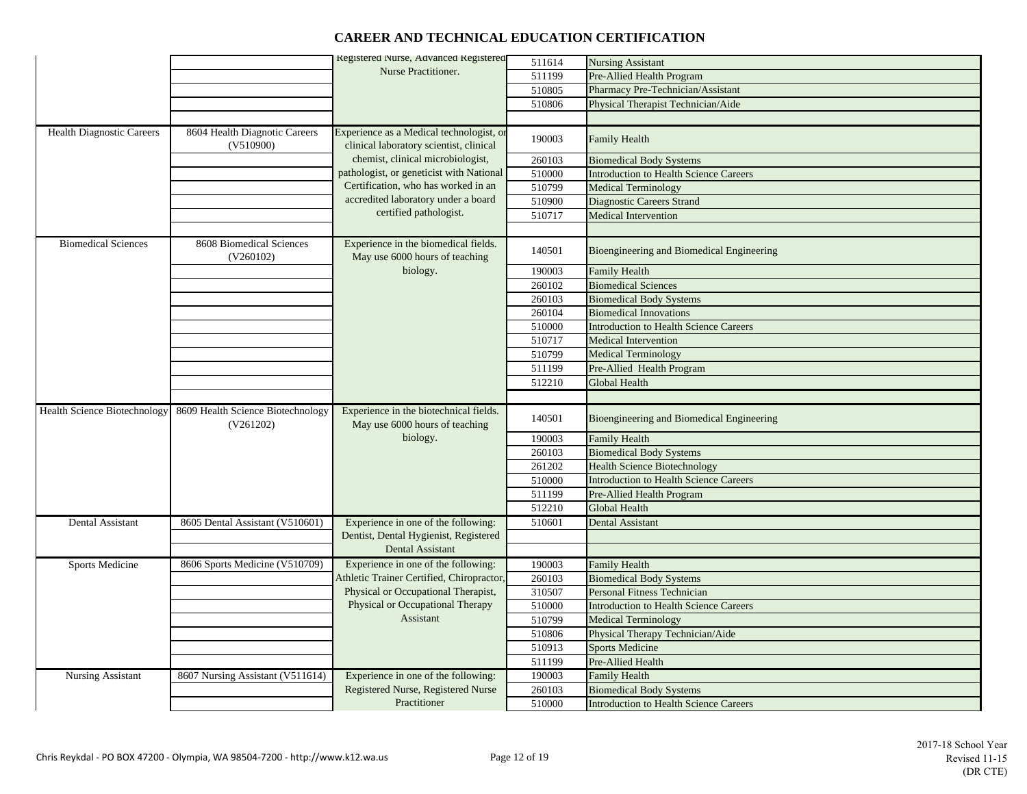# CAREER AND TECHNICAL EDUCATION CERTIFICATION

| | | | | |
|---|---|---|---|---|
| | | Registered Nurse, Advanced Registered Nurse Practitioner. | 511614 | Nursing Assistant |
| | | | 511199 | Pre-Allied Health Program |
| | | | 510805 | Pharmacy Pre-Technician/Assistant |
| | | | 510806 | Physical Therapist Technician/Aide |
| | | | | |
| Health Diagnostic Careers | 8604 Health Diagnostic Careers (V510900) | Experience as a Medical technologist, or clinical laboratory scientist, clinical chemist, clinical microbiologist, pathologist, or geneticist with National Certification, who has worked in an accredited laboratory under a board certified pathologist. | 190003 | Family Health |
| | | | 260103 | Biomedical Body Systems |
| | | | 510000 | Introduction to Health Science Careers |
| | | | 510799 | Medical Terminology |
| | | | 510900 | Diagnostic Careers Strand |
| | | | 510717 | Medical Intervention |
| | | | | |
| Biomedical Sciences | 8608 Biomedical Sciences (V260102) | Experience in the biomedical fields. May use 6000 hours of teaching biology. | 140501 | Bioengineering and Biomedical Engineering |
| | | | 190003 | Family Health |
| | | | 260102 | Biomedical Sciences |
| | | | 260103 | Biomedical Body Systems |
| | | | 260104 | Biomedical Innovations |
| | | | 510000 | Introduction to Health Science Careers |
| | | | 510717 | Medical Intervention |
| | | | 510799 | Medical Terminology |
| | | | 511199 | Pre-Allied Health Program |
| | | | 512210 | Global Health |
| | | | | |
| Health Science Biotechnology | 8609 Health Science Biotechnology (V261202) | Experience in the biotechnical fields. May use 6000 hours of teaching biology. | 140501 | Bioengineering and Biomedical Engineering |
| | | | 190003 | Family Health |
| | | | 260103 | Biomedical Body Systems |
| | | | 261202 | Health Science Biotechnology |
| | | | 510000 | Introduction to Health Science Careers |
| | | | 511199 | Pre-Allied Health Program |
| | | | 512210 | Global Health |
| Dental Assistant | 8605 Dental Assistant (V510601) | Experience in one of the following: Dentist, Dental Hygienist, Registered Dental Assistant | 510601 | Dental Assistant |
| | | | | |
| | | | | |
| Sports Medicine | 8606 Sports Medicine (V510709) | Experience in one of the following: Athletic Trainer Certified, Chiropractor, Physical or Occupational Therapist, Physical or Occupational Therapy Assistant | 190003 | Family Health |
| | | | 260103 | Biomedical Body Systems |
| | | | 310507 | Personal Fitness Technician |
| | | | 510000 | Introduction to Health Science Careers |
| | | | 510799 | Medical Terminology |
| | | | 510806 | Physical Therapy Technician/Aide |
| | | | 510913 | Sports Medicine |
| | | | 511199 | Pre-Allied Health |
| Nursing Assistant | 8607 Nursing Assistant (V511614) | Experience in one of the following: Registered Nurse, Registered Nurse Practitioner | 190003 | Family Health |
| | | | 260103 | Biomedical Body Systems |
| | | | 510000 | Introduction to Health Science Careers |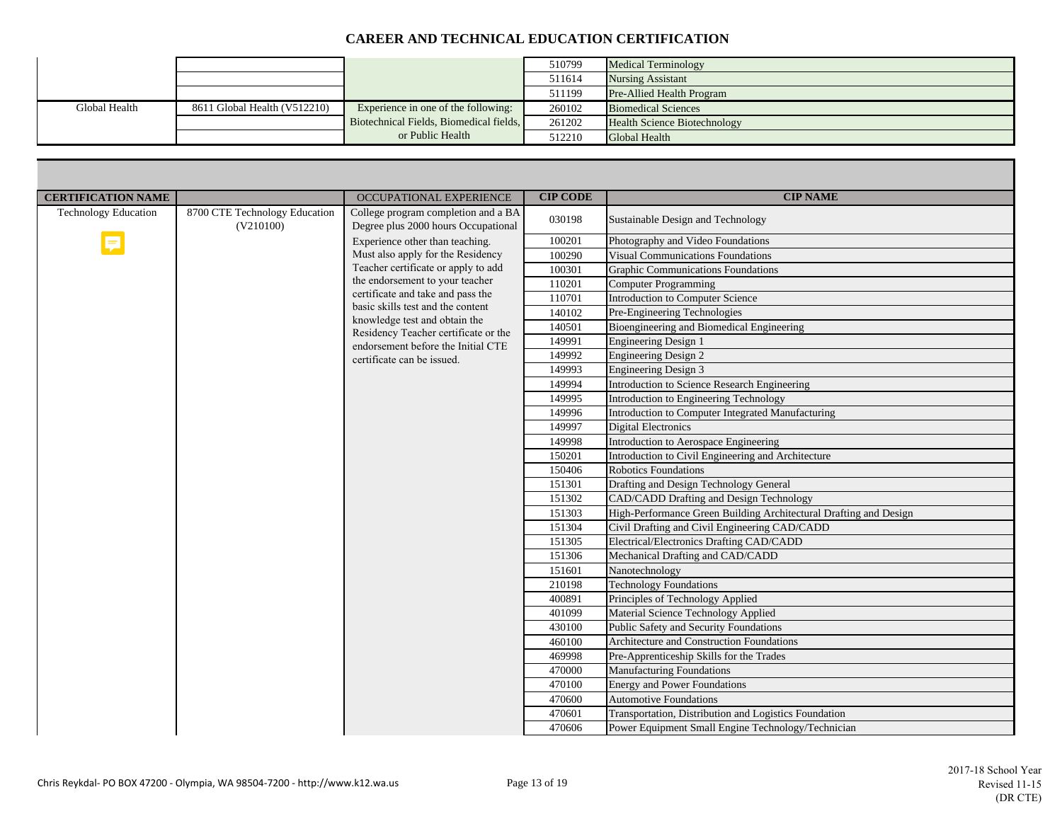# CAREER AND TECHNICAL EDUCATION CERTIFICATION

| | | | | |
|---|---|---|---|---|
| | | | 510799 | Medical Terminology |
| | | | 511614 | Nursing Assistant |
| | | | 511199 | Pre-Allied Health Program |
| Global Health | 8611 Global Health (V512210) | Experience in one of the following: Biotechnical Fields, Biomedical fields, or Public Health | 260102 | Biomedical Sciences |
| | | | 261202 | Health Science Biotechnology |
| | | | 512210 | Global Health |

| CERTIFICATION NAME | | OCCUPATIONAL EXPERIENCE | CIP CODE | CIP NAME |
|---|---|---|---|---|
| Technology Education | 8700 CTE Technology Education (V210100) | College program completion and a BA Degree plus 2000 hours Occupational Experience other than teaching. Must also apply for the Residency Teacher certificate or apply to add the endorsement to your teacher certificate and take and pass the basic skills test and the content knowledge test and obtain the Residency Teacher certificate or the endorsement before the Initial CTE certificate can be issued. | 030198 | Sustainable Design and Technology |
| | | | 100201 | Photography and Video Foundations |
| | | | 100290 | Visual Communications Foundations |
| | | | 100301 | Graphic Communications Foundations |
| | | | 110201 | Computer Programming |
| | | | 110701 | Introduction to Computer Science |
| | | | 140102 | Pre-Engineering Technologies |
| | | | 140501 | Bioengineering and Biomedical Engineering |
| | | | 149991 | Engineering Design 1 |
| | | | 149992 | Engineering Design 2 |
| | | | 149993 | Engineering Design 3 |
| | | | 149994 | Introduction to Science Research Engineering |
| | | | 149995 | Introduction to Engineering Technology |
| | | | 149996 | Introduction to Computer Integrated Manufacturing |
| | | | 149997 | Digital Electronics |
| | | | 149998 | Introduction to Aerospace Engineering |
| | | | 150201 | Introduction to Civil Engineering and Architecture |
| | | | 150406 | Robotics Foundations |
| | | | 151301 | Drafting and Design Technology General |
| | | | 151302 | CAD/CADD Drafting and Design Technology |
| | | | 151303 | High-Performance Green Building Architectural Drafting and Design |
| | | | 151304 | Civil Drafting and Civil Engineering CAD/CADD |
| | | | 151305 | Electrical/Electronics Drafting CAD/CADD |
| | | | 151306 | Mechanical Drafting and CAD/CADD |
| | | | 151601 | Nanotechnology |
| | | | 210198 | Technology Foundations |
| | | | 400891 | Principles of Technology Applied |
| | | | 401099 | Material Science Technology Applied |
| | | | 430100 | Public Safety and Security Foundations |
| | | | 460100 | Architecture and Construction Foundations |
| | | | 469998 | Pre-Apprenticeship Skills for the Trades |
| | | | 470000 | Manufacturing Foundations |
| | | | 470100 | Energy and Power Foundations |
| | | | 470600 | Automotive Foundations |
| | | | 470601 | Transportation, Distribution and Logistics Foundation |
| | | | 470606 | Power Equipment Small Engine Technology/Technician |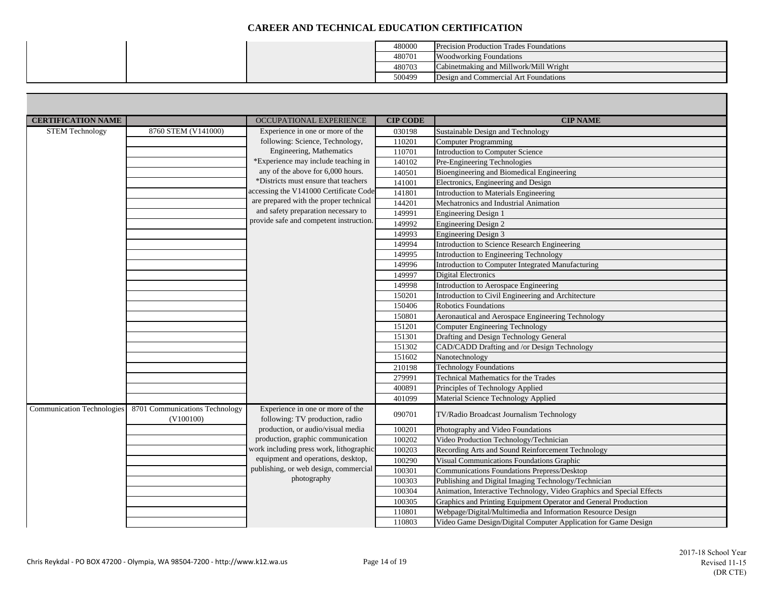# CAREER AND TECHNICAL EDUCATION CERTIFICATION

| | | | | |
|---|---|---|---|---|
| | | | 480000 | Precision Production Trades Foundations |
| | | | 480701 | Woodworking Foundations |
| | | | 480703 | Cabinetmaking and Millwork/Mill Wright |
| | | | 500499 | Design and Commercial Art Foundations |

| CERTIFICATION NAME | | OCCUPATIONAL EXPERIENCE | CIP CODE | CIP NAME |
|---|---|---|---|---|
| STEM Technology | 8760 STEM (V141000) | Experience in one or more of the following: Science, Technology, Engineering, Mathematics *Experience may include teaching in any of the above for 6,000 hours. *Districts must ensure that teachers accessing the V141000 Certificate Code are prepared with the proper technical and safety preparation necessary to provide safe and competent instruction. | 030198 | Sustainable Design and Technology |
| | | | 110201 | Computer Programming |
| | | | 110701 | Introduction to Computer Science |
| | | | 140102 | Pre-Engineering Technologies |
| | | | 140501 | Bioengineering and Biomedical Engineering |
| | | | 141001 | Electronics, Engineering and Design |
| | | | 141801 | Introduction to Materials Engineering |
| | | | 144201 | Mechatronics and Industrial Animation |
| | | | 149991 | Engineering Design 1 |
| | | | 149992 | Engineering Design 2 |
| | | | 149993 | Engineering Design 3 |
| | | | 149994 | Introduction to Science Research Engineering |
| | | | 149995 | Introduction to Engineering Technology |
| | | | 149996 | Introduction to Computer Integrated Manufacturing |
| | | | 149997 | Digital Electronics |
| | | | 149998 | Introduction to Aerospace Engineering |
| | | | 150201 | Introduction to Civil Engineering and Architecture |
| | | | 150406 | Robotics Foundations |
| | | | 150801 | Aeronautical and Aerospace Engineering Technology |
| | | | 151201 | Computer Engineering Technology |
| | | | 151301 | Drafting and Design Technology General |
| | | | 151302 | CAD/CADD Drafting and /or Design Technology |
| | | | 151602 | Nanotechnology |
| | | | 210198 | Technology Foundations |
| | | | 279991 | Technical Mathematics for the Trades |
| | | | 400891 | Principles of Technology Applied |
| | | | 401099 | Material Science Technology Applied |
| Communication Technologies | 8701 Communications Technology (V100100) | Experience in one or more of the following: TV production, radio production, or audio/visual media production, graphic communication work including press work, lithographic equipment and operations, desktop, publishing, or web design, commercial photography | 090701 | TV/Radio Broadcast Journalism Technology |
| | | | 100201 | Photography and Video Foundations |
| | | | 100202 | Video Production Technology/Technician |
| | | | 100203 | Recording Arts and Sound Reinforcement Technology |
| | | | 100290 | Visual Communications Foundations Graphic |
| | | | 100301 | Communications Foundations Prepress/Desktop |
| | | | 100303 | Publishing and Digital Imaging Technology/Technician |
| | | | 100304 | Animation, Interactive Technology, Video Graphics and Special Effects |
| | | | 100305 | Graphics and Printing Equipment Operator and General Production |
| | | | 110801 | Webpage/Digital/Multimedia and Information Resource Design |
| | | | 110803 | Video Game Design/Digital Computer Application for Game Design |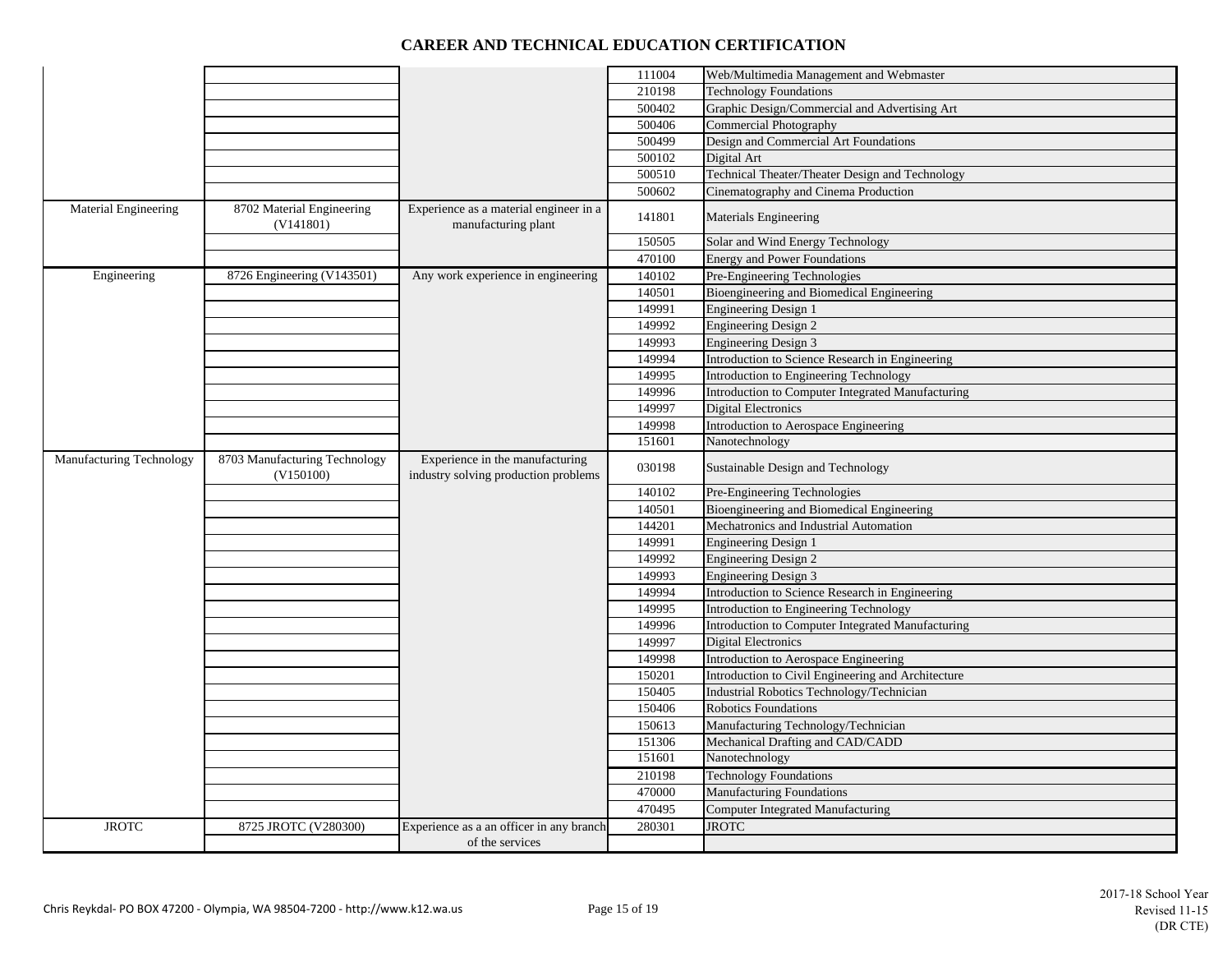# CAREER AND TECHNICAL EDUCATION CERTIFICATION

| | | | | |
|---|---|---|---|---|
| | | | 111004 | Web/Multimedia Management and Webmaster |
| | | | 210198 | Technology Foundations |
| | | | 500402 | Graphic Design/Commercial and Advertising Art |
| | | | 500406 | Commercial Photography |
| | | | 500499 | Design and Commercial Art Foundations |
| | | | 500102 | Digital Art |
| | | | 500510 | Technical Theater/Theater Design and Technology |
| | | | 500602 | Cinematography and Cinema Production |
| Material Engineering | 8702 Material Engineering (V141801) | Experience as a material engineer in a manufacturing plant | 141801 | Materials Engineering |
| | | | 150505 | Solar and Wind Energy Technology |
| | | | 470100 | Energy and Power Foundations |
| Engineering | 8726 Engineering (V143501) | Any work experience in engineering | 140102 | Pre-Engineering Technologies |
| | | | 140501 | Bioengineering and Biomedical Engineering |
| | | | 149991 | Engineering Design 1 |
| | | | 149992 | Engineering Design 2 |
| | | | 149993 | Engineering Design 3 |
| | | | 149994 | Introduction to Science Research in Engineering |
| | | | 149995 | Introduction to Engineering Technology |
| | | | 149996 | Introduction to Computer Integrated Manufacturing |
| | | | 149997 | Digital Electronics |
| | | | 149998 | Introduction to Aerospace Engineering |
| | | | 151601 | Nanotechnology |
| Manufacturing Technology | 8703 Manufacturing Technology (V150100) | Experience in the manufacturing industry solving production problems | 030198 | Sustainable Design and Technology |
| | | | 140102 | Pre-Engineering Technologies |
| | | | 140501 | Bioengineering and Biomedical Engineering |
| | | | 144201 | Mechatronics and Industrial Automation |
| | | | 149991 | Engineering Design 1 |
| | | | 149992 | Engineering Design 2 |
| | | | 149993 | Engineering Design 3 |
| | | | 149994 | Introduction to Science Research in Engineering |
| | | | 149995 | Introduction to Engineering Technology |
| | | | 149996 | Introduction to Computer Integrated Manufacturing |
| | | | 149997 | Digital Electronics |
| | | | 149998 | Introduction to Aerospace Engineering |
| | | | 150201 | Introduction to Civil Engineering and Architecture |
| | | | 150405 | Industrial Robotics Technology/Technician |
| | | | 150406 | Robotics Foundations |
| | | | 150613 | Manufacturing Technology/Technician |
| | | | 151306 | Mechanical Drafting and CAD/CADD |
| | | | 151601 | Nanotechnology |
| | | | 210198 | Technology Foundations |
| | | | 470000 | Manufacturing Foundations |
| | | | 470495 | Computer Integrated Manufacturing |
| JROTC | 8725 JROTC (V280300) | Experience as a an officer in any branch of the services | 280301 | JROTC |
| | | | | |

Chris Reykdal- PO BOX 47200 - Olympia, WA 98504-7200 - http://www.k12.wa.us

2017-18 School Year
Revised 11-15
(DR CTE)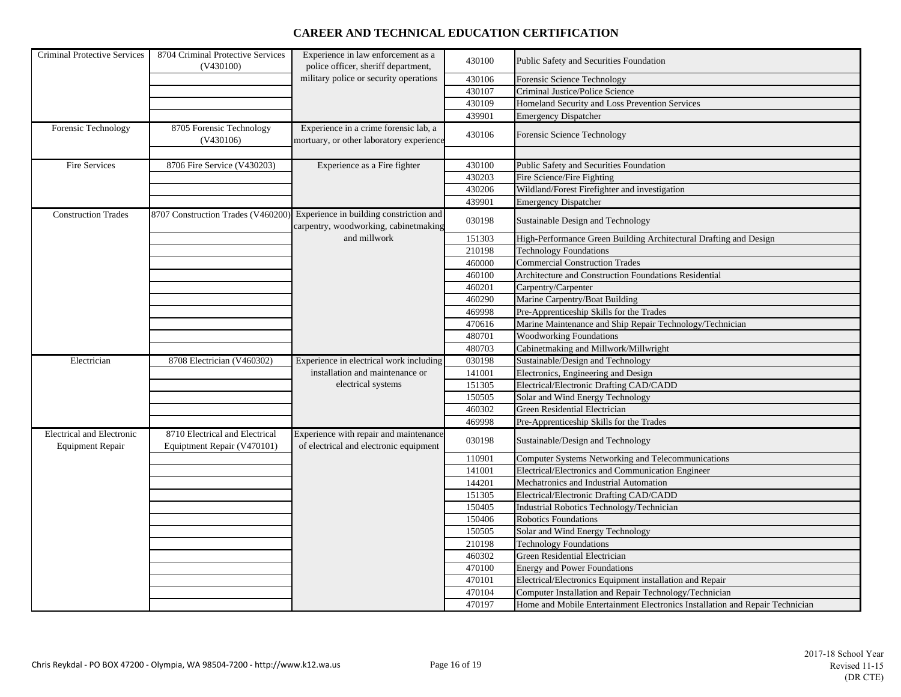# CAREER AND TECHNICAL EDUCATION CERTIFICATION

| | | | | |
|---|---|---|---|---|
| Criminal Protective Services | 8704 Criminal Protective Services (V430100) | Experience in law enforcement as a police officer, sheriff department, military police or security operations | 430100 | Public Safety and Securities Foundation |
| | | | 430106 | Forensic Science Technology |
| | | | 430107 | Criminal Justice/Police Science |
| | | | 430109 | Homeland Security and Loss Prevention Services |
| | | | 439901 | Emergency Dispatcher |
| Forensic Technology | 8705 Forensic Technology (V430106) | Experience in a crime forensic lab, a mortuary, or other laboratory experience | 430106 | Forensic Science Technology |
| | | | | |
| Fire Services | 8706 Fire Service (V430203) | Experience as a Fire fighter | 430100 | Public Safety and Securities Foundation |
| | | | 430203 | Fire Science/Fire Fighting |
| | | | 430206 | Wildland/Forest Firefighter and investigation |
| | | | 439901 | Emergency Dispatcher |
| Construction Trades | 8707 Construction Trades (V460200) | Experience in building constriction and carpentry, woodworking, cabinetmaking and millwork | 030198 | Sustainable Design and Technology |
| | | | 151303 | High-Performance Green Building Architectural Drafting and Design |
| | | | 210198 | Technology Foundations |
| | | | 460000 | Commercial Construction Trades |
| | | | 460100 | Architecture and Construction Foundations Residential |
| | | | 460201 | Carpentry/Carpenter |
| | | | 460290 | Marine Carpentry/Boat Building |
| | | | 469998 | Pre-Apprenticeship Skills for the Trades |
| | | | 470616 | Marine Maintenance and Ship Repair Technology/Technician |
| | | | 480701 | Woodworking Foundations |
| | | | 480703 | Cabinetmaking and Millwork/Millwright |
| Electrician | 8708 Electrician (V460302) | Experience in electrical work including installation and maintenance or electrical systems | 030198 | Sustainable/Design and Technology |
| | | | 141001 | Electronics, Engineering and Design |
| | | | 151305 | Electrical/Electronic Drafting CAD/CADD |
| | | | 150505 | Solar and Wind Energy Technology |
| | | | 460302 | Green Residential Electrician |
| | | | 469998 | Pre-Apprenticeship Skills for the Trades |
| Electrical and Electronic Equipment Repair | 8710 Electrical and Electrical Equiptment Repair (V470101) | Experience with repair and maintenance of electrical and electronic equipment | 030198 | Sustainable/Design and Technology |
| | | | 110901 | Computer Systems Networking and Telecommunications |
| | | | 141001 | Electrical/Electronics and Communication Engineer |
| | | | 144201 | Mechatronics and Industrial Automation |
| | | | 151305 | Electrical/Electronic Drafting CAD/CADD |
| | | | 150405 | Industrial Robotics Technology/Technician |
| | | | 150406 | Robotics Foundations |
| | | | 150505 | Solar and Wind Energy Technology |
| | | | 210198 | Technology Foundations |
| | | | 460302 | Green Residential Electrician |
| | | | 470100 | Energy and Power Foundations |
| | | | 470101 | Electrical/Electronics Equipment installation and Repair |
| | | | 470104 | Computer Installation and Repair Technology/Technician |
| | | | 470197 | Home and Mobile Entertainment Electronics Installation and Repair Technician |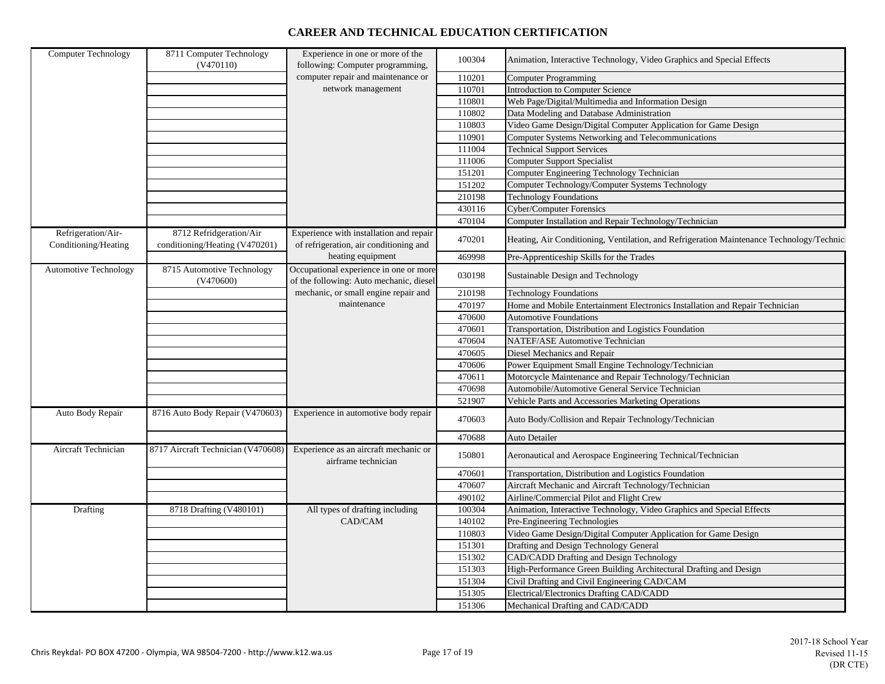# CAREER AND TECHNICAL EDUCATION CERTIFICATION

| | | | | |
|---|---|---|---|---|
| Computer Technology | 8711 Computer Technology (V470110) | Experience in one or more of the following: Computer programming, computer repair and maintenance or network management | 100304 | Animation, Interactive Technology, Video Graphics and Special Effects |
| | | | 110201 | Computer Programming |
| | | | 110701 | Introduction to Computer Science |
| | | | 110801 | Web Page/Digital/Multimedia and Information Design |
| | | | 110802 | Data Modeling and Database Administration |
| | | | 110803 | Video Game Design/Digital Computer Application for Game Design |
| | | | 110901 | Computer Systems Networking and Telecommunications |
| | | | 111004 | Technical Support Services |
| | | | 111006 | Computer Support Specialist |
| | | | 151201 | Computer Engineering Technology Technician |
| | | | 151202 | Computer Technology/Computer Systems Technology |
| | | | 210198 | Technology Foundations |
| | | | 430116 | Cyber/Computer Forensics |
| | | | 470104 | Computer Installation and Repair Technology/Technician |
| Refrigeration/Air-Conditioning/Heating | 8712 Refridgeration/Air conditioning/Heating (V470201) | Experience with installation and repair of refrigeration, air conditioning and heating equipment | 470201 | Heating, Air Conditioning, Ventilation, and Refrigeration Maintenance Technology/Technici |
| | | | 469998 | Pre-Apprenticeship Skills for the Trades |
| Automotive Technology | 8715 Automotive Technology (V470600) | Occupational experience in one or more of the following: Auto mechanic, diesel mechanic, or small engine repair and maintenance | 030198 | Sustainable Design and Technology |
| | | | 210198 | Technology Foundations |
| | | | 470197 | Home and Mobile Entertainment Electronics Installation and Repair Technician |
| | | | 470600 | Automotive Foundations |
| | | | 470601 | Transportation, Distribution and Logistics Foundation |
| | | | 470604 | NATEF/ASE Automotive Technician |
| | | | 470605 | Diesel Mechanics and Repair |
| | | | 470606 | Power Equipment Small Engine Technology/Technician |
| | | | 470611 | Motorcycle Maintenance and Repair Technology/Technician |
| | | | 470698 | Automobile/Automotive General Service Technician |
| | | | 521907 | Vehicle Parts and Accessories Marketing Operations |
| Auto Body Repair | 8716 Auto Body Repair (V470603) | Experience in automotive body repair | 470603 | Auto Body/Collision and Repair Technology/Technician |
| | | | 470688 | Auto Detailer |
| Aircraft Technician | 8717 Aircraft Technician (V470608) | Experience as an aircraft mechanic or airframe technician | 150801 | Aeronautical and Aerospace Engineering Technical/Technician |
| | | | 470601 | Transportation, Distribution and Logistics Foundation |
| | | | 470607 | Aircraft Mechanic and Aircraft Technology/Technician |
| | | | 490102 | Airline/Commercial Pilot and Flight Crew |
| Drafting | 8718 Drafting (V480101) | All types of drafting including CAD/CAM | 100304 | Animation, Interactive Technology, Video Graphics and Special Effects |
| | | | 140102 | Pre-Engineering Technologies |
| | | | 110803 | Video Game Design/Digital Computer Application for Game Design |
| | | | 151301 | Drafting and Design Technology General |
| | | | 151302 | CAD/CADD Drafting and Design Technology |
| | | | 151303 | High-Performance Green Building Architectural Drafting and Design |
| | | | 151304 | Civil Drafting and Civil Engineering CAD/CAM |
| | | | 151305 | Electrical/Electronics Drafting CAD/CADD |
| | | | 151306 | Mechanical Drafting and CAD/CADD |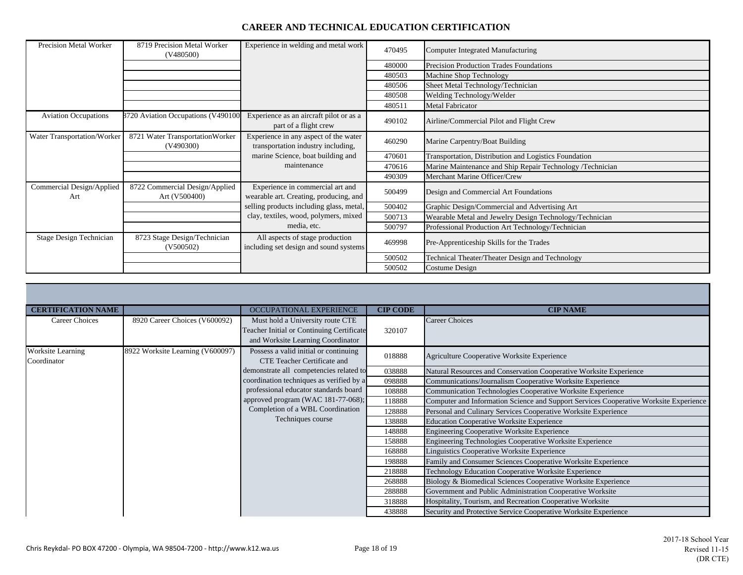# CAREER AND TECHNICAL EDUCATION CERTIFICATION

| | | | | |
|---|---|---|---|---|
| Precision Metal Worker | 8719 Precision Metal Worker (V480500) | Experience in welding and metal work | 470495 | Computer Integrated Manufacturing |
| | | | 480000 | Precision Production Trades Foundations |
| | | | 480503 | Machine Shop Technology |
| | | | 480506 | Sheet Metal Technology/Technician |
| | | | 480508 | Welding Technology/Welder |
| | | | 480511 | Metal Fabricator |
| Aviation Occupations | 8720 Aviation Occupations (V490100 | Experience as an aircraft pilot or as a part of a flight crew | 490102 | Airline/Commercial Pilot and Flight Crew |
| Water Transportation/Worker | 8721 Water TransportationWorker (V490300) | Experience in any aspect of the water transportation industry including, marine Science, boat building and maintenance | 460290 | Marine Carpentry/Boat Building |
| | | | 470601 | Transportation, Distribution and Logistics Foundation |
| | | | 470616 | Marine Maintenance and Ship Repair Technology /Technician |
| | | | 490309 | Merchant Marine Officer/Crew |
| Commercial Design/Applied Art | 8722 Commercial Design/Applied Art (V500400) | Experience in commercial art and wearable art. Creating, producing, and selling products including glass, metal, clay, textiles, wood, polymers, mixed media, etc. | 500499 | Design and Commercial Art Foundations |
| | | | 500402 | Graphic Design/Commercial and Advertising Art |
| | | | 500713 | Wearable Metal and Jewelry Design Technology/Technician |
| | | | 500797 | Professional Production Art Technology/Technician |
| Stage Design Technician | 8723 Stage Design/Technician (V500502) | All aspects of stage production including set design and sound systems | 469998 | Pre-Apprenticeship Skills for the Trades |
| | | | 500502 | Technical Theater/Theater Design and Technology |
| | | | 500502 | Costume Design |

| CERTIFICATION NAME | | OCCUPATIONAL EXPERIENCE | CIP CODE | CIP NAME |
|---|---|---|---|---|
| Career Choices | 8920 Career Choices (V600092) | Must hold a University route CTE Teacher Initial or Continuing Certificate and Worksite Learning Coordinator | 320107 | Career Choices |
| Worksite Learning Coordinator | 8922 Worksite Learning (V600097) | Possess a valid initial or continuing CTE Teacher Certificate and demonstrate all competencies related to coordination techniques as verified by a professional educator standards board approved program (WAC 181-77-068); Completion of a WBL Coordination Techniques course | 018888 | Agriculture Cooperative Worksite Experience |
| | | | 038888 | Natural Resources and Conservation Cooperative Worksite Experience |
| | | | 098888 | Communications/Journalism Cooperative Worksite Experience |
| | | | 108888 | Communication Technologies Cooperative Worksite Experience |
| | | | 118888 | Computer and Information Science and Support Services Cooperative Worksite Experience |
| | | | 128888 | Personal and Culinary Services Cooperative Worksite Experience |
| | | | 138888 | Education Cooperative Worksite Experience |
| | | | 148888 | Engineering Cooperative Worksite Experience |
| | | | 158888 | Engineering Technologies Cooperative Worksite Experience |
| | | | 168888 | Linguistics Cooperative Worksite Experience |
| | | | 198888 | Family and Consumer Sciences Cooperative Worksite Experience |
| | | | 218888 | Technology Education Cooperative Worksite Experience |
| | | | 268888 | Biology & Biomedical Sciences Cooperative Worksite Experience |
| | | | 288888 | Government and Public Administration Cooperative Worksite |
| | | | 318888 | Hospitality, Tourism, and Recreation Cooperative Worksite |
| | | | 438888 | Security and Protective Service Cooperative Worksite Experience |

Chris Reykdal- PO BOX 47200 - Olympia, WA 98504-7200 - http://www.k12.wa.us

2017-18 School Year
Revised 11-15
(DR CTE)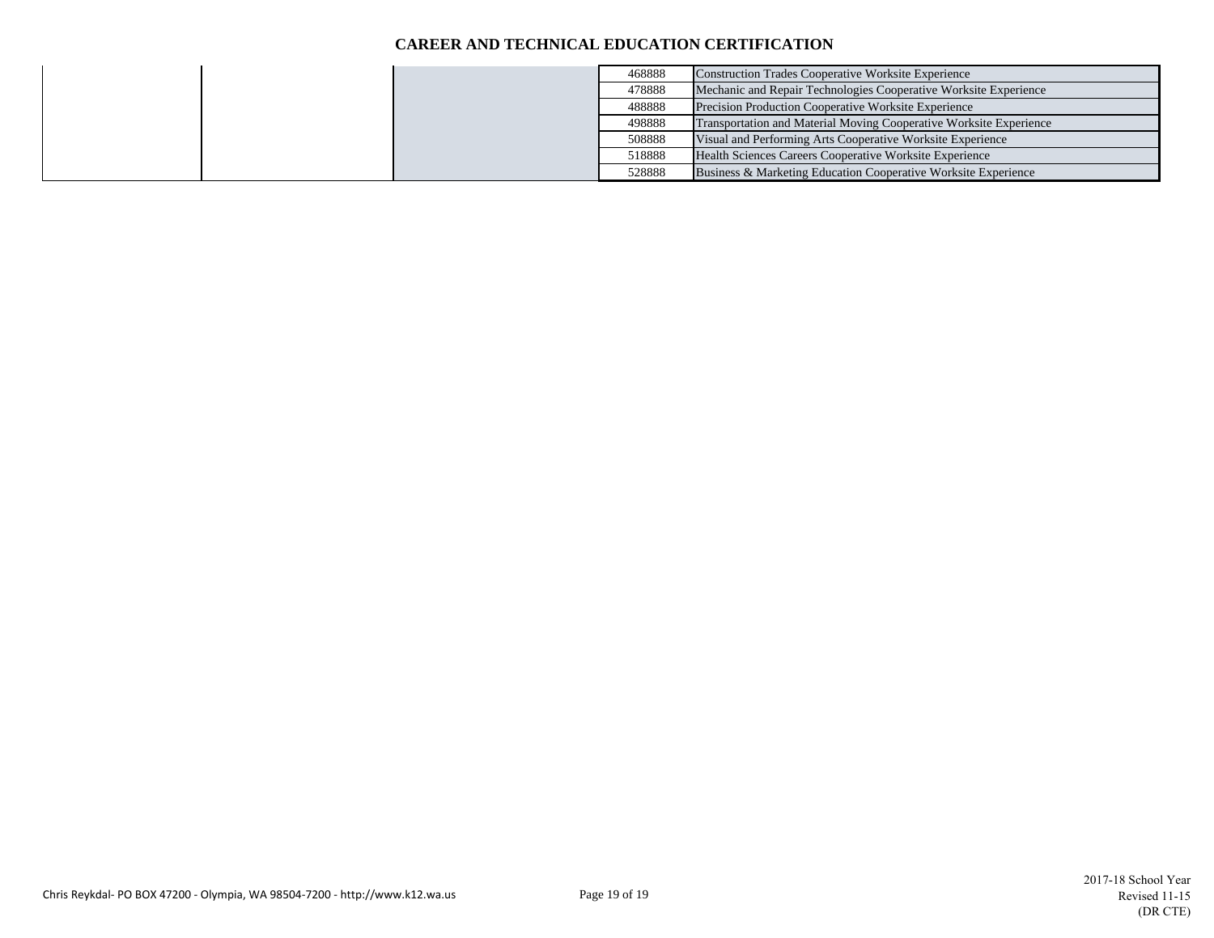# CAREER AND TECHNICAL EDUCATION CERTIFICATION

| | | | | |
|---|---|---|---|---|
| | | | 468888 | Construction Trades Cooperative Worksite Experience |
| | | | 478888 | Mechanic and Repair Technologies Cooperative Worksite Experience |
| | | | 488888 | Precision Production Cooperative Worksite Experience |
| | | | 498888 | Transportation and Material Moving Cooperative Worksite Experience |
| | | | 508888 | Visual and Performing Arts Cooperative Worksite Experience |
| | | | 518888 | Health Sciences Careers Cooperative Worksite Experience |
| | | | 528888 | Business & Marketing Education Cooperative Worksite Experience |